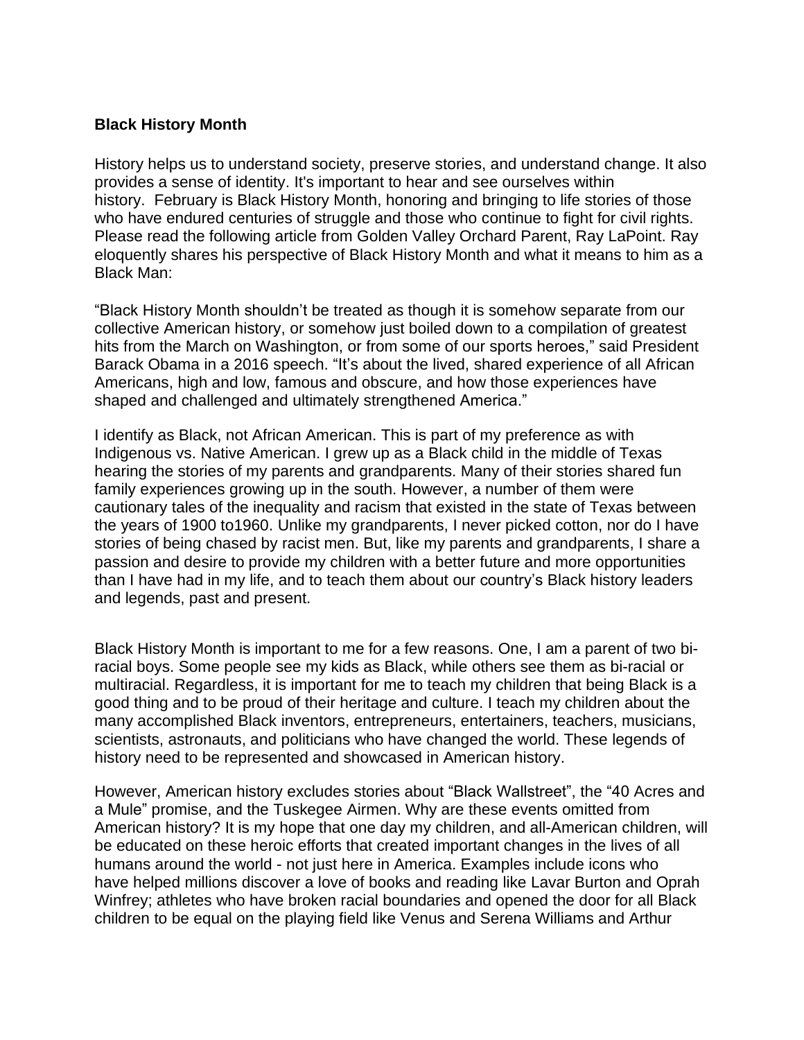**Black History Month**

History helps us to understand society, preserve stories, and understand change. It also provides a sense of identity. It's important to hear and see ourselves within history.  February is Black History Month, honoring and bringing to life stories of those who have endured centuries of struggle and those who continue to fight for civil rights. Please read the following article from Golden Valley Orchard Parent, Ray LaPoint. Ray eloquently shares his perspective of Black History Month and what it means to him as a Black Man:

"Black History Month shouldn't be treated as though it is somehow separate from our collective American history, or somehow just boiled down to a compilation of greatest hits from the March on Washington, or from some of our sports heroes," said President Barack Obama in a 2016 speech. "It's about the lived, shared experience of all African Americans, high and low, famous and obscure, and how those experiences have shaped and challenged and ultimately strengthened America."

I identify as Black, not African American. This is part of my preference as with Indigenous vs. Native American. I grew up as a Black child in the middle of Texas hearing the stories of my parents and grandparents. Many of their stories shared fun family experiences growing up in the south. However, a number of them were cautionary tales of the inequality and racism that existed in the state of Texas between the years of 1900 to1960. Unlike my grandparents, I never picked cotton, nor do I have stories of being chased by racist men. But, like my parents and grandparents, I share a passion and desire to provide my children with a better future and more opportunities than I have had in my life, and to teach them about our country's Black history leaders and legends, past and present.

Black History Month is important to me for a few reasons. One, I am a parent of two bi-racial boys. Some people see my kids as Black, while others see them as bi-racial or multiracial. Regardless, it is important for me to teach my children that being Black is a good thing and to be proud of their heritage and culture. I teach my children about the many accomplished Black inventors, entrepreneurs, entertainers, teachers, musicians, scientists, astronauts, and politicians who have changed the world. These legends of history need to be represented and showcased in American history.

However, American history excludes stories about "Black Wallstreet", the "40 Acres and a Mule" promise, and the Tuskegee Airmen. Why are these events omitted from American history? It is my hope that one day my children, and all-American children, will be educated on these heroic efforts that created important changes in the lives of all humans around the world - not just here in America. Examples include icons who have helped millions discover a love of books and reading like Lavar Burton and Oprah Winfrey; athletes who have broken racial boundaries and opened the door for all Black children to be equal on the playing field like Venus and Serena Williams and Arthur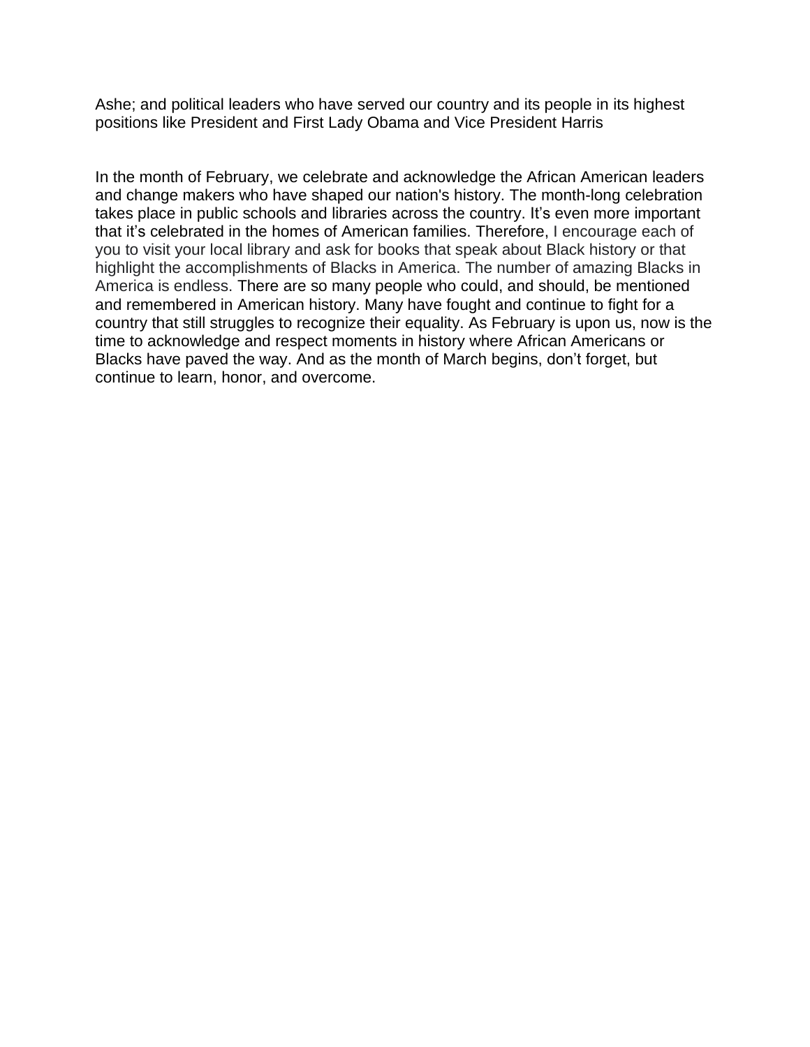Ashe; and political leaders who have served our country and its people in its highest positions like President and First Lady Obama and Vice President Harris

In the month of February, we celebrate and acknowledge the African American leaders and change makers who have shaped our nation's history. The month-long celebration takes place in public schools and libraries across the country. It's even more important that it's celebrated in the homes of American families. Therefore, I encourage each of you to visit your local library and ask for books that speak about Black history or that highlight the accomplishments of Blacks in America. The number of amazing Blacks in America is endless. There are so many people who could, and should, be mentioned and remembered in American history. Many have fought and continue to fight for a country that still struggles to recognize their equality. As February is upon us, now is the time to acknowledge and respect moments in history where African Americans or Blacks have paved the way. And as the month of March begins, don't forget, but continue to learn, honor, and overcome.